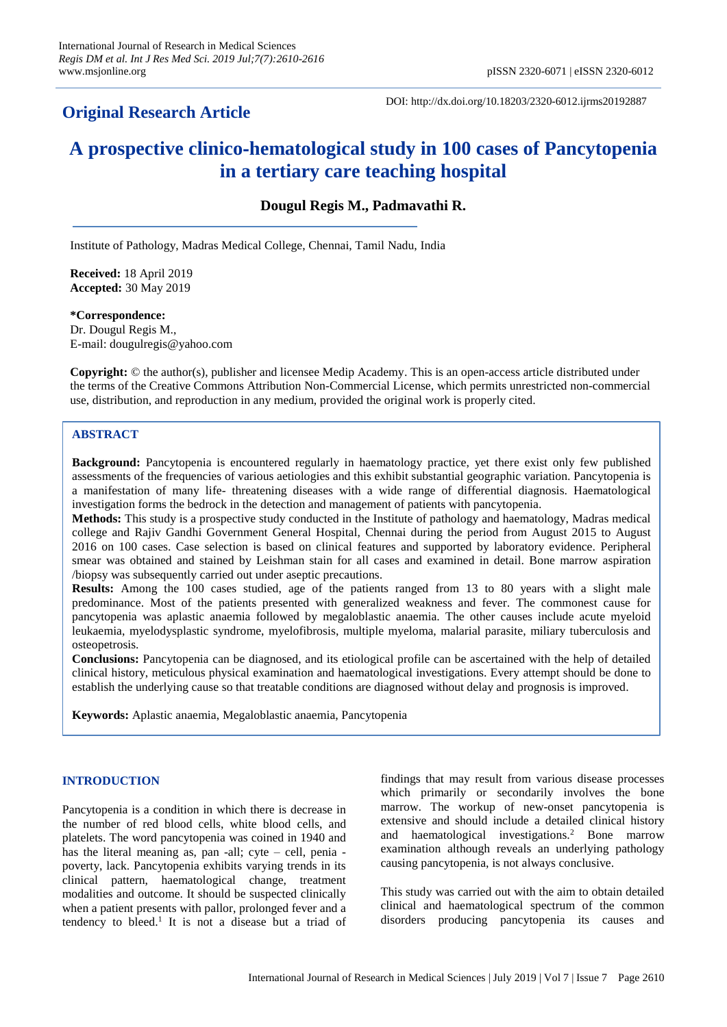**Original Research Article**

DOI: http://dx.doi.org/10.18203/2320-6012.ijrms20192887

# A prospective clinico-hematological study in 100 cases of Pancytopenia in a tertiary care teaching hospital

**Dougul Regis M., Padmavathi R.**

Institute of Pathology, Madras Medical College, Chennai, Tamil Nadu, India

**Received:** 18 April 2019
**Accepted:** 30 May 2019

***Correspondence:**
Dr. Dougul Regis M.,
E-mail: dougulregis@yahoo.com

**Copyright:** © the author(s), publisher and licensee Medip Academy. This is an open-access article distributed under the terms of the Creative Commons Attribution Non-Commercial License, which permits unrestricted non-commercial use, distribution, and reproduction in any medium, provided the original work is properly cited.

## ABSTRACT

**Background:** Pancytopenia is encountered regularly in haematology practice, yet there exist only few published assessments of the frequencies of various aetiologies and this exhibit substantial geographic variation. Pancytopenia is a manifestation of many life- threatening diseases with a wide range of differential diagnosis. Haematological investigation forms the bedrock in the detection and management of patients with pancytopenia.

**Methods:** This study is a prospective study conducted in the Institute of pathology and haematology, Madras medical college and Rajiv Gandhi Government General Hospital, Chennai during the period from August 2015 to August 2016 on 100 cases. Case selection is based on clinical features and supported by laboratory evidence. Peripheral smear was obtained and stained by Leishman stain for all cases and examined in detail. Bone marrow aspiration /biopsy was subsequently carried out under aseptic precautions.

**Results:** Among the 100 cases studied, age of the patients ranged from 13 to 80 years with a slight male predominance. Most of the patients presented with generalized weakness and fever. The commonest cause for pancytopenia was aplastic anaemia followed by megaloblastic anaemia. The other causes include acute myeloid leukaemia, myelodysplastic syndrome, myelofibrosis, multiple myeloma, malarial parasite, miliary tuberculosis and osteopetrosis.

**Conclusions:** Pancytopenia can be diagnosed, and its etiological profile can be ascertained with the help of detailed clinical history, meticulous physical examination and haematological investigations. Every attempt should be done to establish the underlying cause so that treatable conditions are diagnosed without delay and prognosis is improved.

**Keywords:** Aplastic anaemia, Megaloblastic anaemia, Pancytopenia

## INTRODUCTION

Pancytopenia is a condition in which there is decrease in the number of red blood cells, white blood cells, and platelets. The word pancytopenia was coined in 1940 and has the literal meaning as, pan -all; cyte – cell, penia - poverty, lack. Pancytopenia exhibits varying trends in its clinical pattern, haematological change, treatment modalities and outcome. It should be suspected clinically when a patient presents with pallor, prolonged fever and a tendency to bleed.[1] It is not a disease but a triad of findings that may result from various disease processes which primarily or secondarily involves the bone marrow. The workup of new-onset pancytopenia is extensive and should include a detailed clinical history and haematological investigations.[2] Bone marrow examination although reveals an underlying pathology causing pancytopenia, is not always conclusive.

This study was carried out with the aim to obtain detailed clinical and haematological spectrum of the common disorders producing pancytopenia its causes and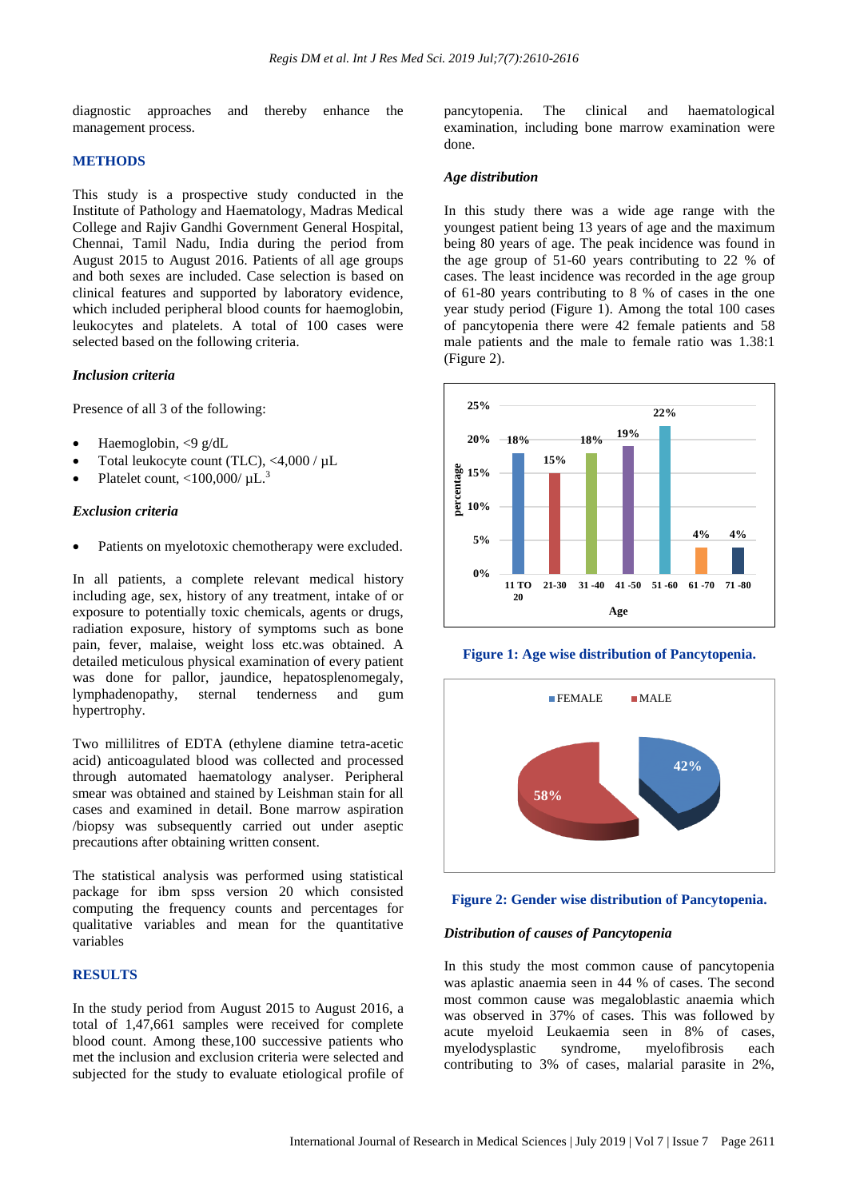diagnostic approaches and thereby enhance the management process.

## METHODS

This study is a prospective study conducted in the Institute of Pathology and Haematology, Madras Medical College and Rajiv Gandhi Government General Hospital, Chennai, Tamil Nadu, India during the period from August 2015 to August 2016. Patients of all age groups and both sexes are included. Case selection is based on clinical features and supported by laboratory evidence, which included peripheral blood counts for haemoglobin, leukocytes and platelets. A total of 100 cases were selected based on the following criteria.

### *Inclusion criteria*

Presence of all 3 of the following:

- Haemoglobin, <9 g/dL
- Total leukocyte count (TLC), <4,000 / µL
- Platelet count, <100,000/ µL.[3]

### *Exclusion criteria*

- Patients on myelotoxic chemotherapy were excluded.

In all patients, a complete relevant medical history including age, sex, history of any treatment, intake of or exposure to potentially toxic chemicals, agents or drugs, radiation exposure, history of symptoms such as bone pain, fever, malaise, weight loss etc.was obtained. A detailed meticulous physical examination of every patient was done for pallor, jaundice, hepatosplenomegaly, lymphadenopathy, sternal tenderness and gum hypertrophy.

Two millilitres of EDTA (ethylene diamine tetra-acetic acid) anticoagulated blood was collected and processed through automated haematology analyser. Peripheral smear was obtained and stained by Leishman stain for all cases and examined in detail. Bone marrow aspiration /biopsy was subsequently carried out under aseptic precautions after obtaining written consent.

The statistical analysis was performed using statistical package for ibm spss version 20 which consisted computing the frequency counts and percentages for qualitative variables and mean for the quantitative variables

## RESULTS

In the study period from August 2015 to August 2016, a total of 1,47,661 samples were received for complete blood count. Among these,100 successive patients who met the inclusion and exclusion criteria were selected and subjected for the study to evaluate etiological profile of pancytopenia. The clinical and haematological examination, including bone marrow examination were done.

### *Age distribution*

In this study there was a wide age range with the youngest patient being 13 years of age and the maximum being 80 years of age. The peak incidence was found in the age group of 51-60 years contributing to 22 % of cases. The least incidence was recorded in the age group of 61-80 years contributing to 8 % of cases in the one year study period (Figure 1). Among the total 100 cases of pancytopenia there were 42 female patients and 58 male patients and the male to female ratio was 1.38:1 (Figure 2).

**Figure 1: Age wise distribution of Pancytopenia.**

**Figure 2: Gender wise distribution of Pancytopenia.**

### *Distribution of causes of Pancytopenia*

In this study the most common cause of pancytopenia was aplastic anaemia seen in 44 % of cases. The second most common cause was megaloblastic anaemia which was observed in 37% of cases. This was followed by acute myeloid Leukaemia seen in 8% of cases, myelodysplastic syndrome, myelofibrosis each contributing to 3% of cases, malarial parasite in 2%,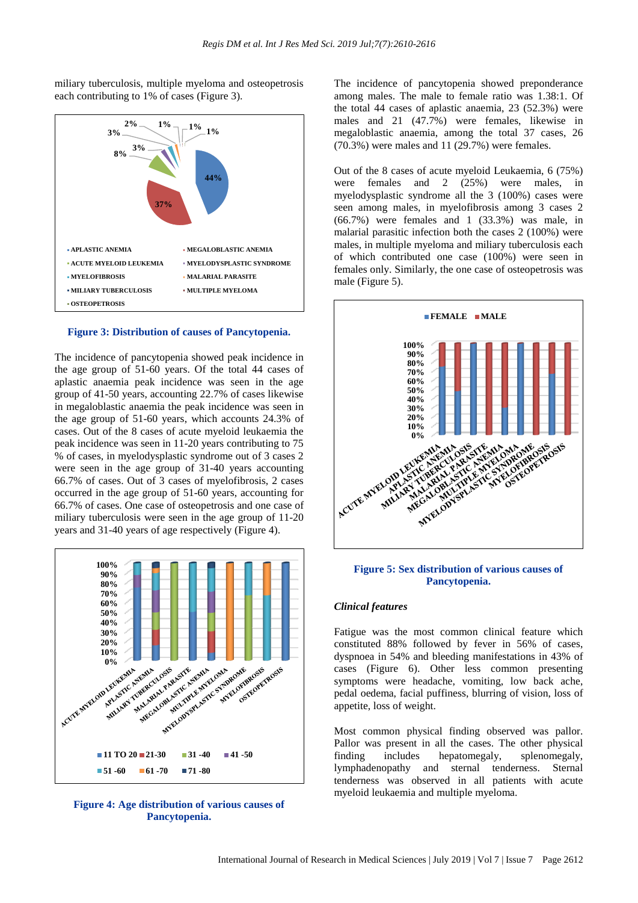miliary tuberculosis, multiple myeloma and osteopetrosis each contributing to 1% of cases (Figure 3).

**Figure 3: Distribution of causes of Pancytopenia.**

The incidence of pancytopenia showed peak incidence in the age group of 51-60 years. Of the total 44 cases of aplastic anaemia peak incidence was seen in the age group of 41-50 years, accounting 22.7% of cases likewise in megaloblastic anaemia the peak incidence was seen in the age group of 51-60 years, which accounts 24.3% of cases. Out of the 8 cases of acute myeloid leukaemia the peak incidence was seen in 11-20 years contributing to 75 % of cases, in myelodysplastic syndrome out of 3 cases 2 were seen in the age group of 31-40 years accounting 66.7% of cases. Out of 3 cases of myelofibrosis, 2 cases occurred in the age group of 51-60 years, accounting for 66.7% of cases. One case of osteopetrosis and one case of miliary tuberculosis were seen in the age group of 11-20 years and 31-40 years of age respectively (Figure 4).

**Figure 4: Age distribution of various causes of Pancytopenia.**

The incidence of pancytopenia showed preponderance among males. The male to female ratio was 1.38:1. Of the total 44 cases of aplastic anaemia, 23 (52.3%) were males and 21 (47.7%) were females, likewise in megaloblastic anaemia, among the total 37 cases, 26 (70.3%) were males and 11 (29.7%) were females.

Out of the 8 cases of acute myeloid Leukaemia, 6 (75%) were females and 2 (25%) were males, in myelodysplastic syndrome all the 3 (100%) cases were seen among males, in myelofibrosis among 3 cases 2 (66.7%) were females and 1 (33.3%) was male, in malarial parasitic infection both the cases 2 (100%) were males, in multiple myeloma and miliary tuberculosis each of which contributed one case (100%) were seen in females only. Similarly, the one case of osteopetrosis was male (Figure 5).

**Figure 5: Sex distribution of various causes of Pancytopenia.**

### *Clinical features*

Fatigue was the most common clinical feature which constituted 88% followed by fever in 56% of cases, dyspnoea in 54% and bleeding manifestations in 43% of cases (Figure 6). Other less common presenting symptoms were headache, vomiting, low back ache, pedal oedema, facial puffiness, blurring of vision, loss of appetite, loss of weight.

Most common physical finding observed was pallor. Pallor was present in all the cases. The other physical finding includes hepatomegaly, splenomegaly, lymphadenopathy and sternal tenderness. Sternal tenderness was observed in all patients with acute myeloid leukaemia and multiple myeloma.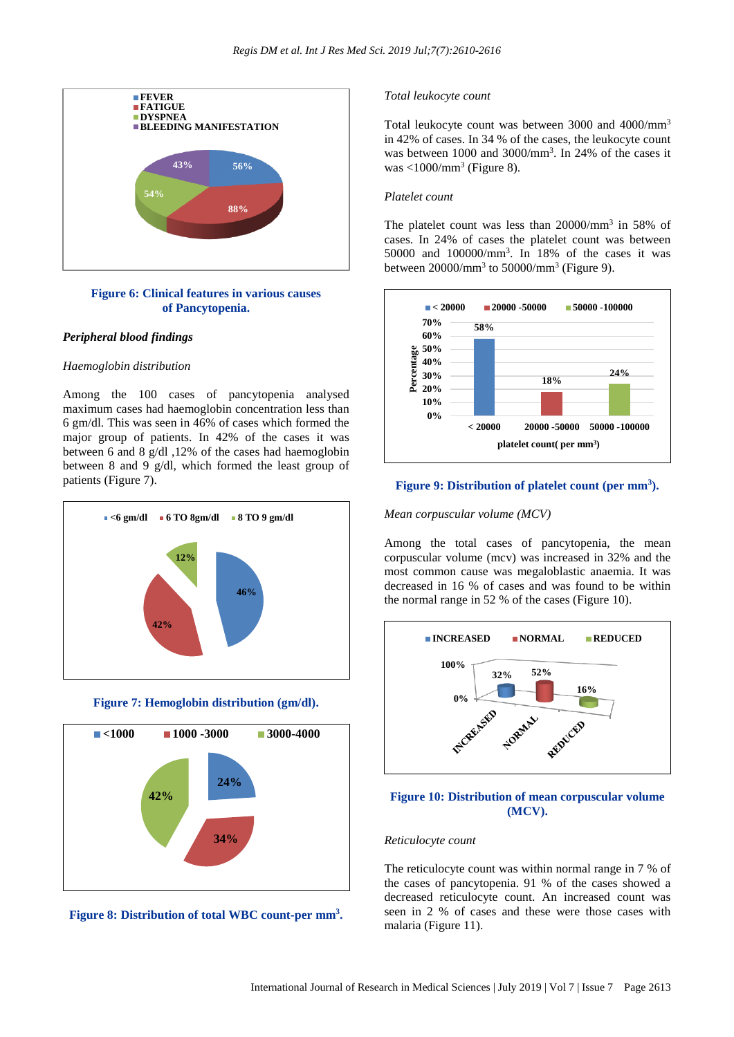Figure 6: Clinical features in various causes of Pancytopenia.

### Peripheral blood findings

*Haemoglobin distribution*

Among the 100 cases of pancytopenia analysed maximum cases had haemoglobin concentration less than 6 gm/dl. This was seen in 46% of cases which formed the major group of patients. In 42% of the cases it was between 6 and 8 g/dl ,12% of the cases had haemoglobin between 8 and 9 g/dl, which formed the least group of patients (Figure 7).

Figure 7: Hemoglobin distribution (gm/dl).

Figure 8: Distribution of total WBC count-per mm$^3$.

*Total leukocyte count*

Total leukocyte count was between 3000 and 4000/mm$^3$ in 42% of cases. In 34 % of the cases, the leukocyte count was between 1000 and 3000/mm$^3$. In 24% of the cases it was <1000/mm$^3$ (Figure 8).

*Platelet count*

The platelet count was less than 20000/mm$^3$ in 58% of cases. In 24% of cases the platelet count was between 50000 and 100000/mm$^3$. In 18% of the cases it was between 20000/mm$^3$ to 50000/mm$^3$ (Figure 9).

Figure 9: Distribution of platelet count (per mm$^3$).

*Mean corpuscular volume (MCV)*

Among the total cases of pancytopenia, the mean corpuscular volume (mcv) was increased in 32% and the most common cause was megaloblastic anaemia. It was decreased in 16 % of cases and was found to be within the normal range in 52 % of the cases (Figure 10).

Figure 10: Distribution of mean corpuscular volume (MCV).

*Reticulocyte count*

The reticulocyte count was within normal range in 7 % of the cases of pancytopenia. 91 % of the cases showed a decreased reticulocyte count. An increased count was seen in 2 % of cases and these were those cases with malaria (Figure 11).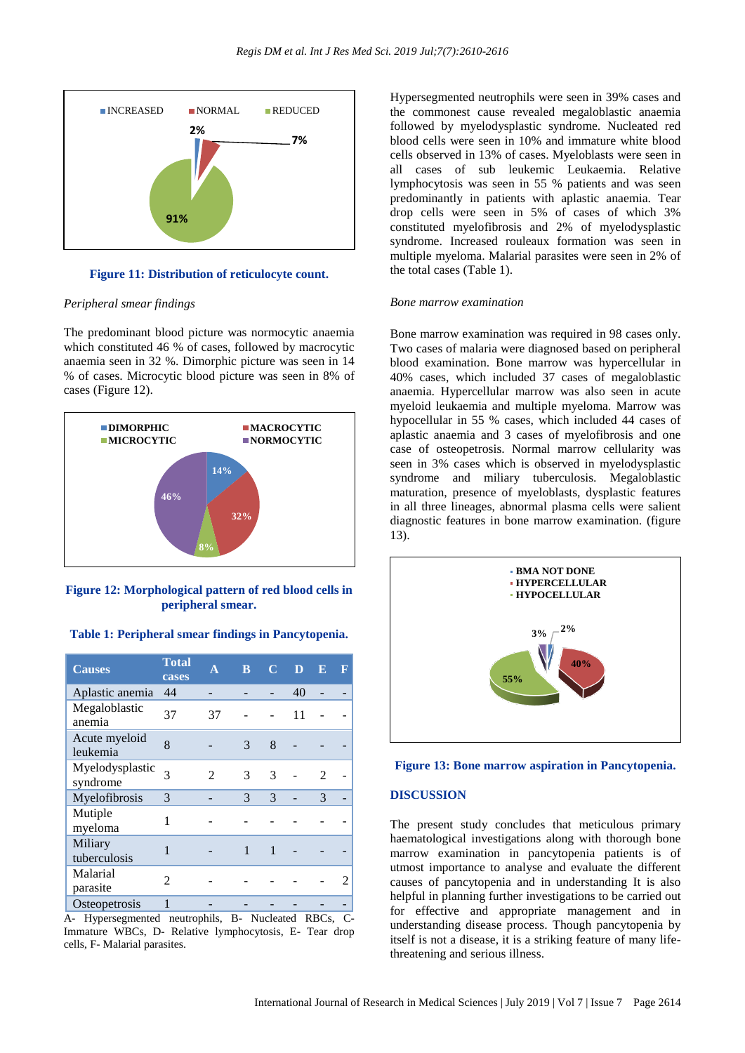Figure 11: Distribution of reticulocyte count.

*Peripheral smear findings*

The predominant blood picture was normocytic anaemia which constituted 46 % of cases, followed by macrocytic anaemia seen in 32 %. Dimorphic picture was seen in 14 % of cases. Microcytic blood picture was seen in 8% of cases (Figure 12).

Figure 12: Morphological pattern of red blood cells in peripheral smear.

**Table 1: Peripheral smear findings in Pancytopenia.**

| Causes | Total cases | A | B | C | D | E | F |
|---|---|---|---|---|---|---|---|
| Aplastic anemia | 44 | - | - | - | 40 | - | - |
| Megaloblastic anemia | 37 | 37 | - | - | 11 | - | - |
| Acute myeloid leukemia | 8 | - | 3 | 8 | - | - | - |
| Myelodysplastic syndrome | 3 | 2 | 3 | 3 | - | 2 | - |
| Myelofibrosis | 3 | - | 3 | 3 | - | 3 | - |
| Mutiple myeloma | 1 | - | - | - | - | - | - |
| Miliary tuberculosis | 1 | - | 1 | 1 | - | - | - |
| Malarial parasite | 2 | - | - | - | - | - | 2 |
| Osteopetrosis | 1 | - | - | - | - | - | - |

A- Hypersegmented neutrophils, B- Nucleated RBCs, C- Immature WBCs, D- Relative lymphocytosis, E- Tear drop cells, F- Malarial parasites.

Hypersegmented neutrophils were seen in 39% cases and the commonest cause revealed megaloblastic anaemia followed by myelodysplastic syndrome. Nucleated red blood cells were seen in 10% and immature white blood cells observed in 13% of cases. Myeloblasts were seen in all cases of sub leukemic Leukaemia. Relative lymphocytosis was seen in 55 % patients and was seen predominantly in patients with aplastic anaemia. Tear drop cells were seen in 5% of cases of which 3% constituted myelofibrosis and 2% of myelodysplastic syndrome. Increased rouleaux formation was seen in multiple myeloma. Malarial parasites were seen in 2% of the total cases (Table 1).

*Bone marrow examination*

Bone marrow examination was required in 98 cases only. Two cases of malaria were diagnosed based on peripheral blood examination. Bone marrow was hypercellular in 40% cases, which included 37 cases of megaloblastic anaemia. Hypercellular marrow was also seen in acute myeloid leukaemia and multiple myeloma. Marrow was hypocellular in 55 % cases, which included 44 cases of aplastic anaemia and 3 cases of myelofibrosis and one case of osteopetrosis. Normal marrow cellularity was seen in 3% cases which is observed in myelodysplastic syndrome and miliary tuberculosis. Megaloblastic maturation, presence of myeloblasts, dysplastic features in all three lineages, abnormal plasma cells were salient diagnostic features in bone marrow examination. (figure 13).

Figure 13: Bone marrow aspiration in Pancytopenia.

## DISCUSSION

The present study concludes that meticulous primary haematological investigations along with thorough bone marrow examination in pancytopenia patients is of utmost importance to analyse and evaluate the different causes of pancytopenia and in understanding It is also helpful in planning further investigations to be carried out for effective and appropriate management and in understanding disease process. Though pancytopenia by itself is not a disease, it is a striking feature of many life-threatening and serious illness.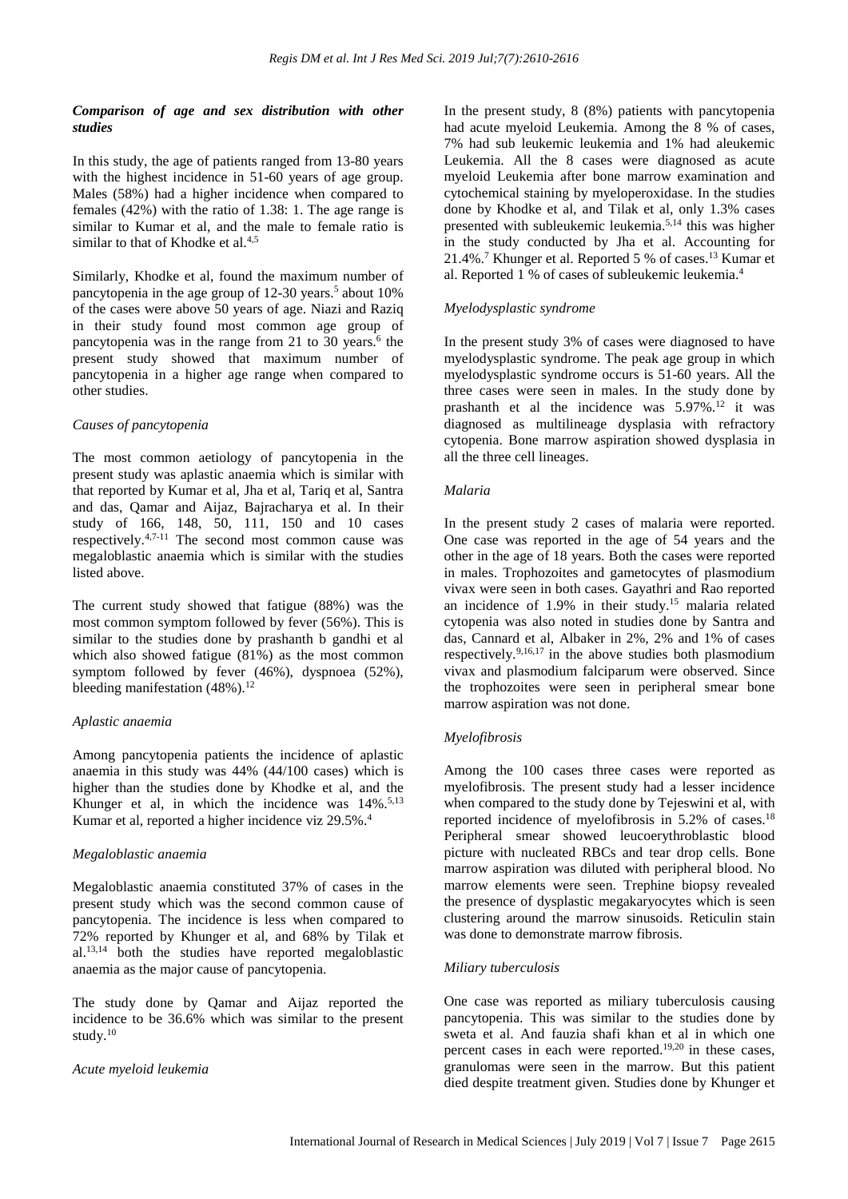### *Comparison of age and sex distribution with other studies*

In this study, the age of patients ranged from 13-80 years with the highest incidence in 51-60 years of age group. Males (58%) had a higher incidence when compared to females (42%) with the ratio of 1.38: 1. The age range is similar to Kumar et al, and the male to female ratio is similar to that of Khodke et al.[4,5]

Similarly, Khodke et al, found the maximum number of pancytopenia in the age group of 12-30 years.[5] about 10% of the cases were above 50 years of age. Niazi and Raziq in their study found most common age group of pancytopenia was in the range from 21 to 30 years.[6] the present study showed that maximum number of pancytopenia in a higher age range when compared to other studies.

### *Causes of pancytopenia*

The most common aetiology of pancytopenia in the present study was aplastic anaemia which is similar with that reported by Kumar et al, Jha et al, Tariq et al, Santra and das, Qamar and Aijaz, Bajracharya et al. In their study of 166, 148, 50, 111, 150 and 10 cases respectively.[4,7-11] The second most common cause was megaloblastic anaemia which is similar with the studies listed above.

The current study showed that fatigue (88%) was the most common symptom followed by fever (56%). This is similar to the studies done by prashanth b gandhi et al which also showed fatigue (81%) as the most common symptom followed by fever (46%), dyspnoea (52%), bleeding manifestation (48%).[12]

### *Aplastic anaemia*

Among pancytopenia patients the incidence of aplastic anaemia in this study was 44% (44/100 cases) which is higher than the studies done by Khodke et al, and the Khunger et al, in which the incidence was 14%.[5,13] Kumar et al, reported a higher incidence viz 29.5%.[4]

### *Megaloblastic anaemia*

Megaloblastic anaemia constituted 37% of cases in the present study which was the second common cause of pancytopenia. The incidence is less when compared to 72% reported by Khunger et al, and 68% by Tilak et al.[13,14] both the studies have reported megaloblastic anaemia as the major cause of pancytopenia.

The study done by Qamar and Aijaz reported the incidence to be 36.6% which was similar to the present study.[10]

### *Acute myeloid leukemia*

In the present study, 8 (8%) patients with pancytopenia had acute myeloid Leukemia. Among the 8 % of cases, 7% had sub leukemic leukemia and 1% had aleukemic Leukemia. All the 8 cases were diagnosed as acute myeloid Leukemia after bone marrow examination and cytochemical staining by myeloperoxidase. In the studies done by Khodke et al, and Tilak et al, only 1.3% cases presented with subleukemic leukemia.[5,14] this was higher in the study conducted by Jha et al. Accounting for 21.4%.[7] Khunger et al. Reported 5 % of cases.[13] Kumar et al. Reported 1 % of cases of subleukemic leukemia.[4]

### *Myelodysplastic syndrome*

In the present study 3% of cases were diagnosed to have myelodysplastic syndrome. The peak age group in which myelodysplastic syndrome occurs is 51-60 years. All the three cases were seen in males. In the study done by prashanth et al the incidence was 5.97%.[12] it was diagnosed as multilineage dysplasia with refractory cytopenia. Bone marrow aspiration showed dysplasia in all the three cell lineages.

### *Malaria*

In the present study 2 cases of malaria were reported. One case was reported in the age of 54 years and the other in the age of 18 years. Both the cases were reported in males. Trophozoites and gametocytes of plasmodium vivax were seen in both cases. Gayathri and Rao reported an incidence of 1.9% in their study.[15] malaria related cytopenia was also noted in studies done by Santra and das, Cannard et al, Albaker in 2%, 2% and 1% of cases respectively.[9,16,17] in the above studies both plasmodium vivax and plasmodium falciparum were observed. Since the trophozoites were seen in peripheral smear bone marrow aspiration was not done.

### *Myelofibrosis*

Among the 100 cases three cases were reported as myelofibrosis. The present study had a lesser incidence when compared to the study done by Tejeswini et al, with reported incidence of myelofibrosis in 5.2% of cases.[18] Peripheral smear showed leucoerythroblastic blood picture with nucleated RBCs and tear drop cells. Bone marrow aspiration was diluted with peripheral blood. No marrow elements were seen. Trephine biopsy revealed the presence of dysplastic megakaryocytes which is seen clustering around the marrow sinusoids. Reticulin stain was done to demonstrate marrow fibrosis.

### *Miliary tuberculosis*

One case was reported as miliary tuberculosis causing pancytopenia. This was similar to the studies done by sweta et al. And fauzia shafi khan et al in which one percent cases in each were reported.[19,20] in these cases, granulomas were seen in the marrow. But this patient died despite treatment given. Studies done by Khunger et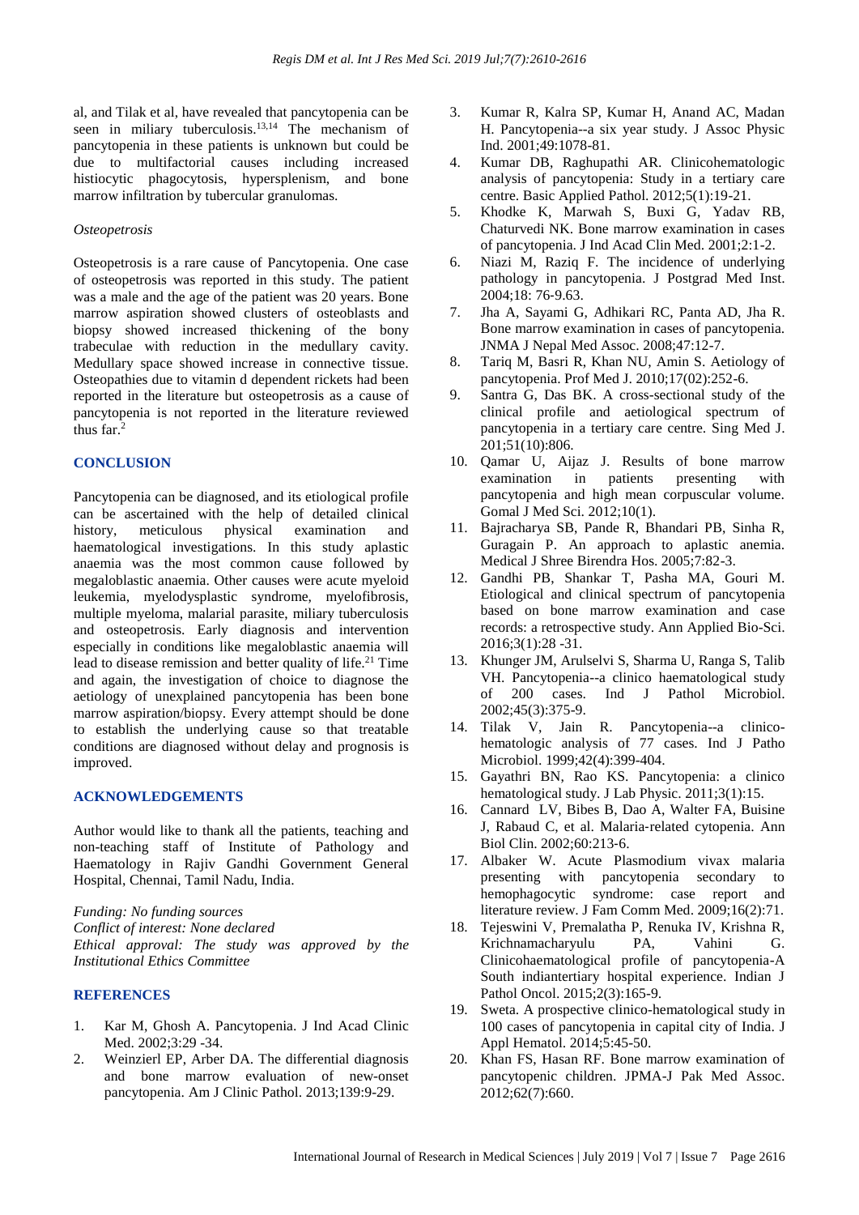al, and Tilak et al, have revealed that pancytopenia can be seen in miliary tuberculosis.[13,14] The mechanism of pancytopenia in these patients is unknown but could be due to multifactorial causes including increased histiocytic phagocytosis, hypersplenism, and bone marrow infiltration by tubercular granulomas.

*Osteopetrosis*

Osteopetrosis is a rare cause of Pancytopenia. One case of osteopetrosis was reported in this study. The patient was a male and the age of the patient was 20 years. Bone marrow aspiration showed clusters of osteoblasts and biopsy showed increased thickening of the bony trabeculae with reduction in the medullary cavity. Medullary space showed increase in connective tissue. Osteopathies due to vitamin d dependent rickets had been reported in the literature but osteopetrosis as a cause of pancytopenia is not reported in the literature reviewed thus far.[2]

## CONCLUSION

Pancytopenia can be diagnosed, and its etiological profile can be ascertained with the help of detailed clinical history, meticulous physical examination and haematological investigations. In this study aplastic anaemia was the most common cause followed by megaloblastic anaemia. Other causes were acute myeloid leukemia, myelodysplastic syndrome, myelofibrosis, multiple myeloma, malarial parasite, miliary tuberculosis and osteopetrosis. Early diagnosis and intervention especially in conditions like megaloblastic anaemia will lead to disease remission and better quality of life.[21] Time and again, the investigation of choice to diagnose the aetiology of unexplained pancytopenia has been bone marrow aspiration/biopsy. Every attempt should be done to establish the underlying cause so that treatable conditions are diagnosed without delay and prognosis is improved.

## ACKNOWLEDGEMENTS

Author would like to thank all the patients, teaching and non-teaching staff of Institute of Pathology and Haematology in Rajiv Gandhi Government General Hospital, Chennai, Tamil Nadu, India.

*Funding: No funding sources*
*Conflict of interest: None declared*
*Ethical approval: The study was approved by the Institutional Ethics Committee*

## REFERENCES

1. Kar M, Ghosh A. Pancytopenia. J Ind Acad Clinic Med. 2002;3:29 -34.
2. Weinzierl EP, Arber DA. The differential diagnosis and bone marrow evaluation of new-onset pancytopenia. Am J Clinic Pathol. 2013;139:9-29.
3. Kumar R, Kalra SP, Kumar H, Anand AC, Madan H. Pancytopenia--a six year study. J Assoc Physic Ind. 2001;49:1078-81.
4. Kumar DB, Raghupathi AR. Clinicohematologic analysis of pancytopenia: Study in a tertiary care centre. Basic Applied Pathol. 2012;5(1):19-21.
5. Khodke K, Marwah S, Buxi G, Yadav RB, Chaturvedi NK. Bone marrow examination in cases of pancytopenia. J Ind Acad Clin Med. 2001;2:1-2.
6. Niazi M, Raziq F. The incidence of underlying pathology in pancytopenia. J Postgrad Med Inst. 2004;18: 76-9.63.
7. Jha A, Sayami G, Adhikari RC, Panta AD, Jha R. Bone marrow examination in cases of pancytopenia. JNMA J Nepal Med Assoc. 2008;47:12-7.
8. Tariq M, Basri R, Khan NU, Amin S. Aetiology of pancytopenia. Prof Med J. 2010;17(02):252-6.
9. Santra G, Das BK. A cross-sectional study of the clinical profile and aetiological spectrum of pancytopenia in a tertiary care centre. Sing Med J. 201;51(10):806.
10. Qamar U, Aijaz J. Results of bone marrow examination in patients presenting with pancytopenia and high mean corpuscular volume. Gomal J Med Sci. 2012;10(1).
11. Bajracharya SB, Pande R, Bhandari PB, Sinha R, Guragain P. An approach to aplastic anemia. Medical J Shree Birendra Hos. 2005;7:82-3.
12. Gandhi PB, Shankar T, Pasha MA, Gouri M. Etiological and clinical spectrum of pancytopenia based on bone marrow examination and case records: a retrospective study. Ann Applied Bio-Sci. 2016;3(1):28 -31.
13. Khunger JM, Arulselvi S, Sharma U, Ranga S, Talib VH. Pancytopenia--a clinico haematological study of 200 cases. Ind J Pathol Microbiol. 2002;45(3):375-9.
14. Tilak V, Jain R. Pancytopenia--a clinico-hematologic analysis of 77 cases. Ind J Patho Microbiol. 1999;42(4):399-404.
15. Gayathri BN, Rao KS. Pancytopenia: a clinico hematological study. J Lab Physic. 2011;3(1):15.
16. Cannard LV, Bibes B, Dao A, Walter FA, Buisine J, Rabaud C, et al. Malaria‐related cytopenia. Ann Biol Clin. 2002;60:213-6.
17. Albaker W. Acute Plasmodium vivax malaria presenting with pancytopenia secondary to hemophagocytic syndrome: case report and literature review. J Fam Comm Med. 2009;16(2):71.
18. Tejeswini V, Premalatha P, Renuka IV, Krishna R, Krichnamacharyulu PA, Vahini G. Clinicohaematological profile of pancytopenia-A South indiantertiary hospital experience. Indian J Pathol Oncol. 2015;2(3):165-9.
19. Sweta. A prospective clinico-hematological study in 100 cases of pancytopenia in capital city of India. J Appl Hematol. 2014;5:45-50.
20. Khan FS, Hasan RF. Bone marrow examination of pancytopenic children. JPMA-J Pak Med Assoc. 2012;62(7):660.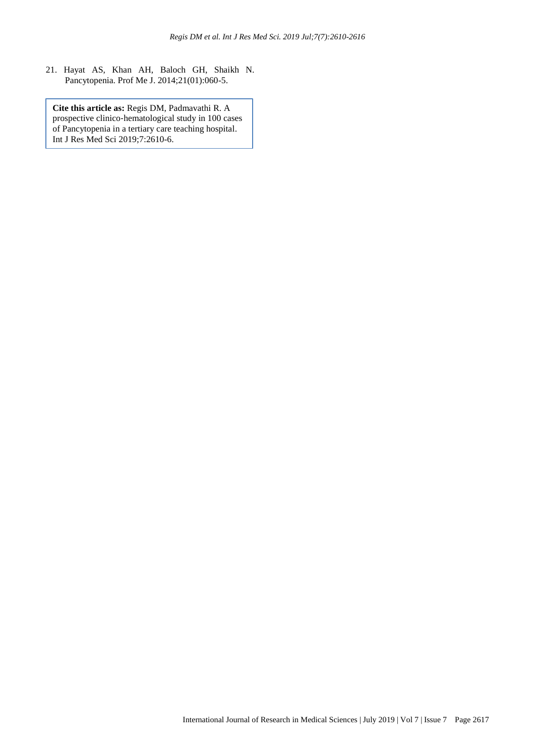21. Hayat AS, Khan AH, Baloch GH, Shaikh N. Pancytopenia. Prof Me J. 2014;21(01):060-5.

**Cite this article as:** Regis DM, Padmavathi R. A prospective clinico-hematological study in 100 cases of Pancytopenia in a tertiary care teaching hospital. Int J Res Med Sci 2019;7:2610-6.